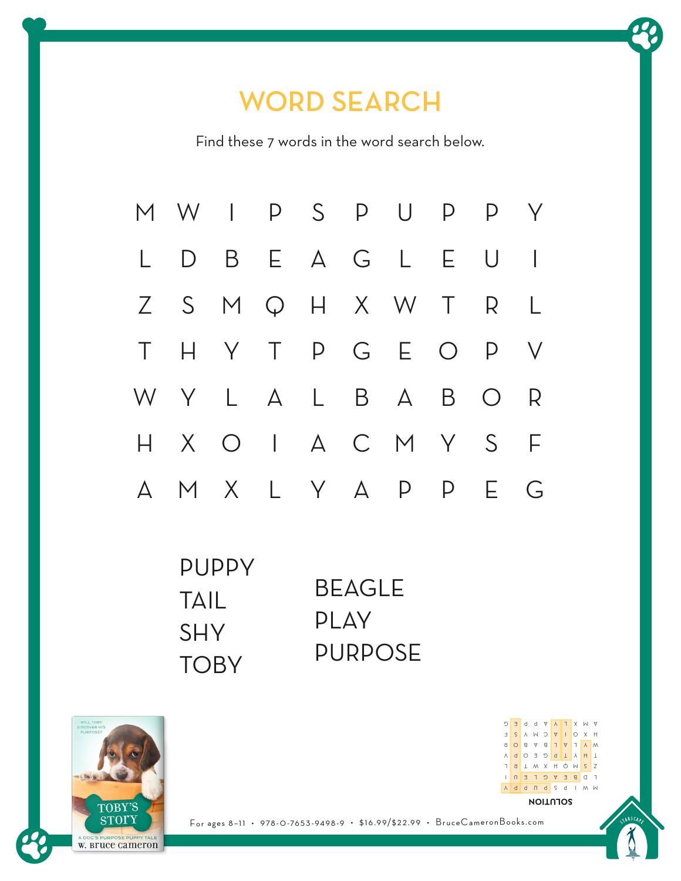# WORD SEARCH

Find these 7 words in the word search below.

| | | | | | | | | | |
|---|---|---|---|---|---|---|---|---|---|
| M | W | I | P | S | P | U | P | P | Y |
| L | D | B | E | A | G | L | E | U | I |
| Z | S | M | Q | H | X | W | T | R | L |
| T | H | Y | T | P | G | E | O | P | V |
| W | Y | L | A | L | B | A | B | O | R |
| H | X | O | I | A | C | M | Y | S | F |
| A | M | X | L | Y | A | P | P | E | G |

PUPPY
TAIL
SHY
TOBY

BEAGLE
PLAY
PURPOSE

SOLUTION

For ages 8–11 • 978-0-7653-9498-9 • $16.99/$22.99 • BruceCameronBooks.com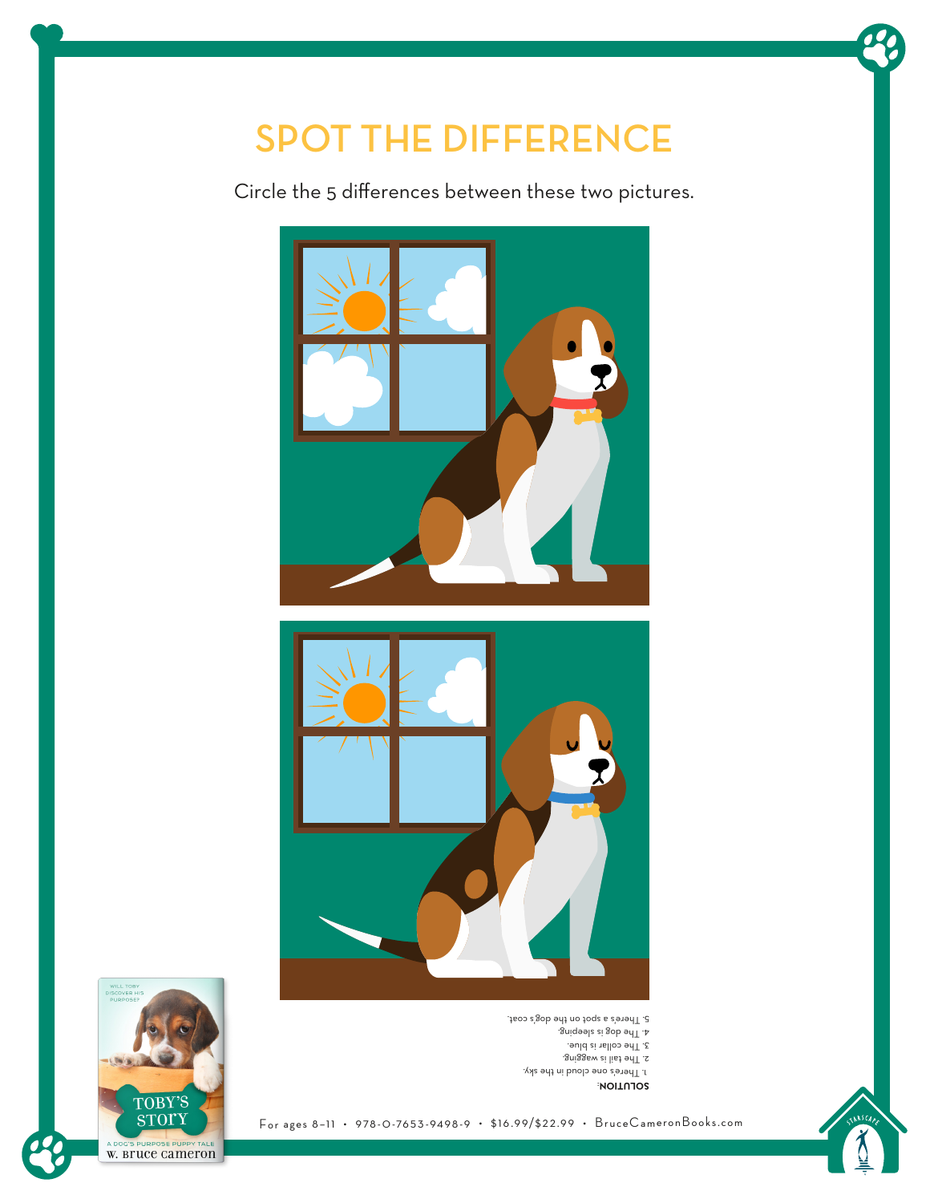# SPOT THE DIFFERENCE

Circle the 5 differences between these two pictures.

**SOLUTION:**

1. There's one cloud in the sky.
2. The tail is wagging.
3. The collar is blue.
4. The dog is sleeping.
5. There's a spot on the dog's coat.

WILL TOBY DISCOVER HIS PURPOSE?

TOBY'S STORY

A DOG'S PURPOSE PUPPY TALE

W. Bruce Cameron

For ages 8–11 • 978-0-7653-9498-9 • $16.99/$22.99 • BruceCameronBooks.com

STARSCAPE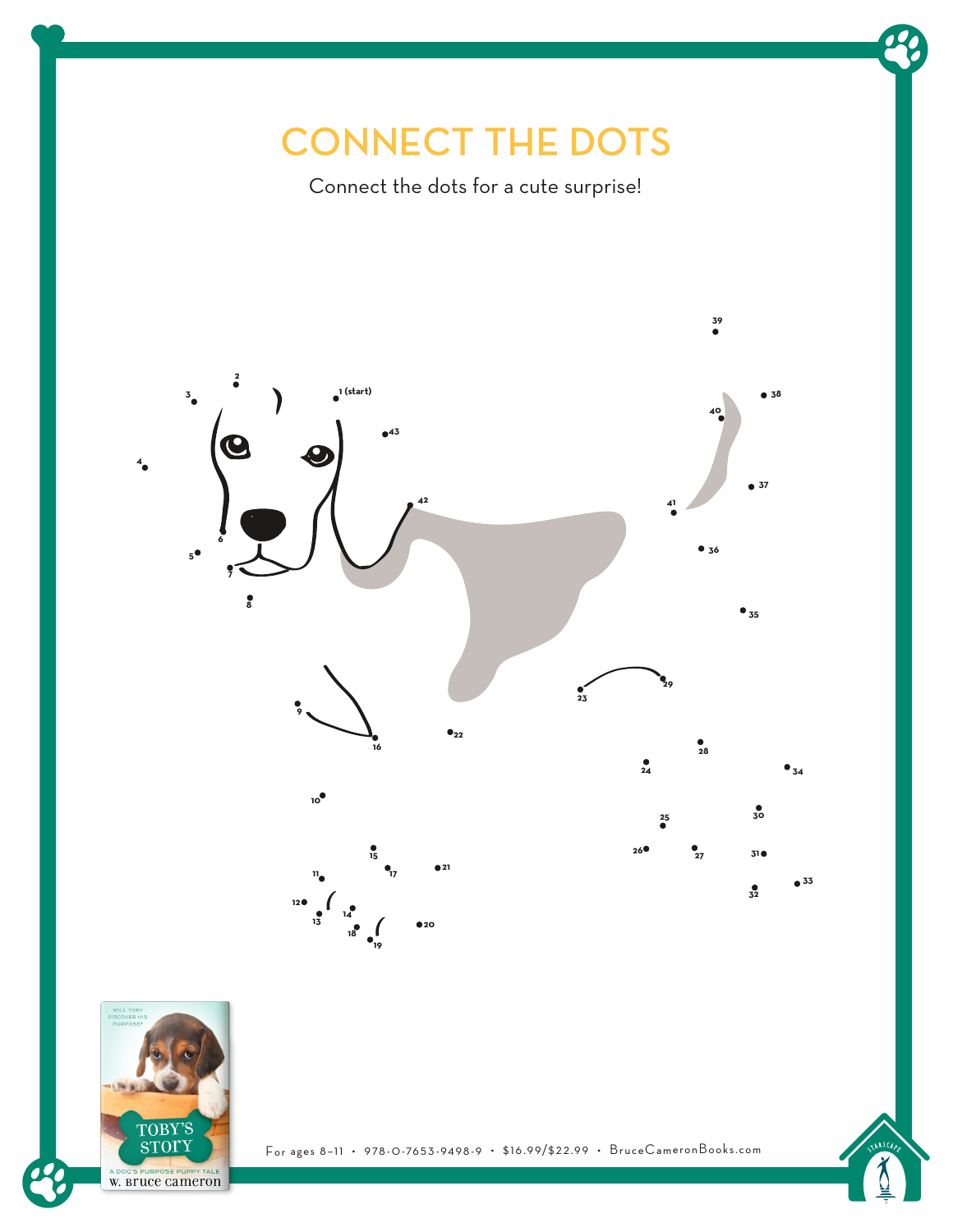# CONNECT THE DOTS

Connect the dots for a cute surprise!

For ages 8–11 • 978-0-7653-9498-9 • $16.99/$22.99 • BruceCameronBooks.com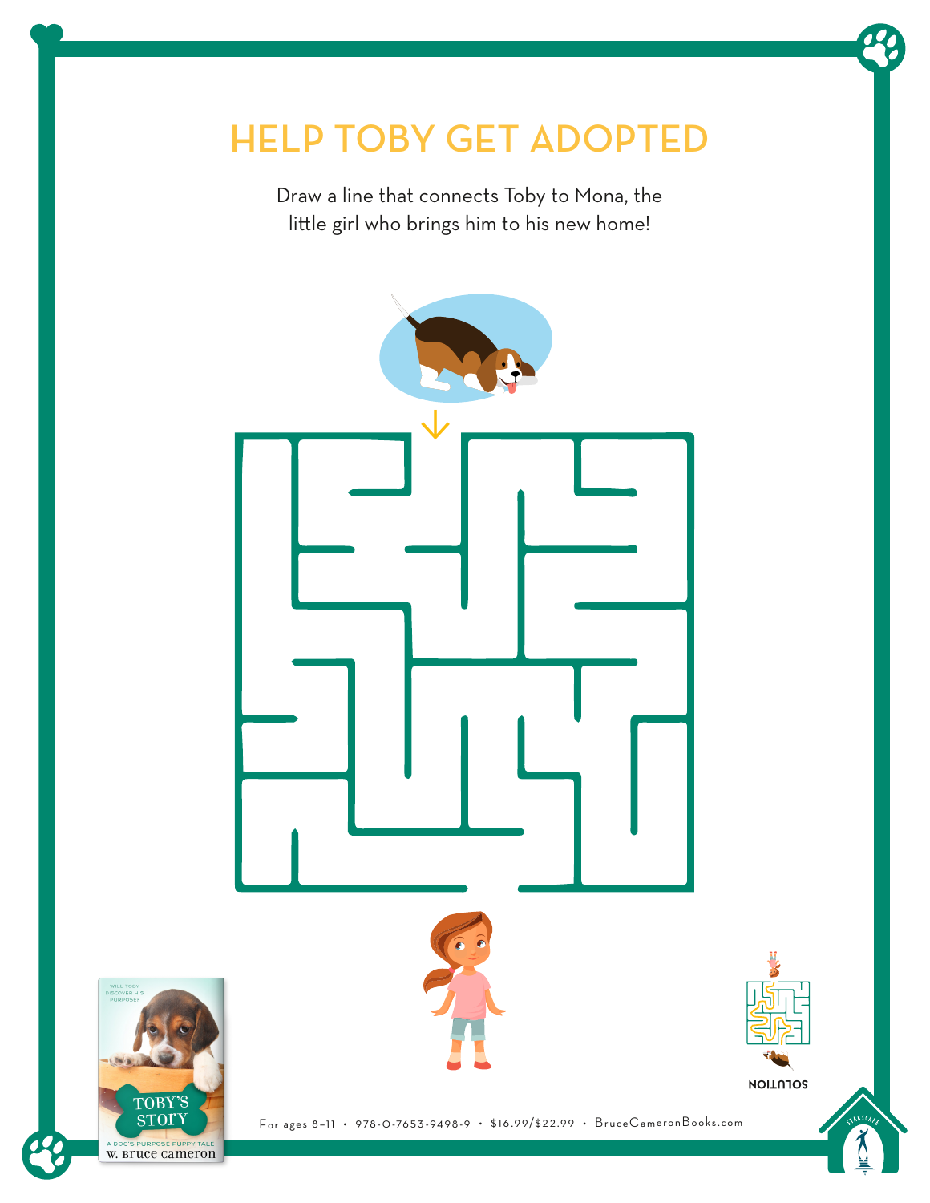# HELP TOBY GET ADOPTED

Draw a line that connects Toby to Mona, the little girl who brings him to his new home!

SOLUTION

For ages 8–11 • 978-0-7653-9498-9 • $16.99/$22.99 • BruceCameronBooks.com